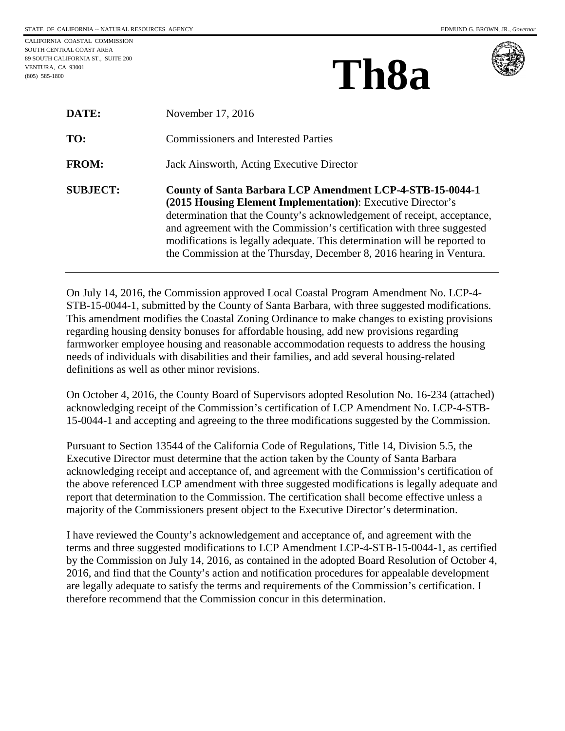STATE OF CALIFORNIA -- NATURAL RESOURCES AGENCY

EDMUND G. BROWN, JR., *Governor*

CALIFORNIA COASTAL COMMISSION
SOUTH CENTRAL COAST AREA
89 SOUTH CALIFORNIA ST., SUITE 200
VENTURA, CA 93001
(805) 585-1800

# Th8a

| | |
|---|---|
| **DATE:** | November 17, 2016 |
| **TO:** | Commissioners and Interested Parties |
| **FROM:** | Jack Ainsworth, Acting Executive Director |
| **SUBJECT:** | **County of Santa Barbara LCP Amendment LCP-4-STB-15-0044-1 (2015 Housing Element Implementation)**: Executive Director's determination that the County's acknowledgement of receipt, acceptance, and agreement with the Commission's certification with three suggested modifications is legally adequate. This determination will be reported to the Commission at the Thursday, December 8, 2016 hearing in Ventura. |

On July 14, 2016, the Commission approved Local Coastal Program Amendment No. LCP-4-STB-15-0044-1, submitted by the County of Santa Barbara, with three suggested modifications. This amendment modifies the Coastal Zoning Ordinance to make changes to existing provisions regarding housing density bonuses for affordable housing, add new provisions regarding farmworker employee housing and reasonable accommodation requests to address the housing needs of individuals with disabilities and their families, and add several housing-related definitions as well as other minor revisions.

On October 4, 2016, the County Board of Supervisors adopted Resolution No. 16-234 (attached) acknowledging receipt of the Commission's certification of LCP Amendment No. LCP-4-STB-15-0044-1 and accepting and agreeing to the three modifications suggested by the Commission.

Pursuant to Section 13544 of the California Code of Regulations, Title 14, Division 5.5, the Executive Director must determine that the action taken by the County of Santa Barbara acknowledging receipt and acceptance of, and agreement with the Commission's certification of the above referenced LCP amendment with three suggested modifications is legally adequate and report that determination to the Commission. The certification shall become effective unless a majority of the Commissioners present object to the Executive Director's determination.

I have reviewed the County's acknowledgement and acceptance of, and agreement with the terms and three suggested modifications to LCP Amendment LCP-4-STB-15-0044-1, as certified by the Commission on July 14, 2016, as contained in the adopted Board Resolution of October 4, 2016, and find that the County's action and notification procedures for appealable development are legally adequate to satisfy the terms and requirements of the Commission's certification. I therefore recommend that the Commission concur in this determination.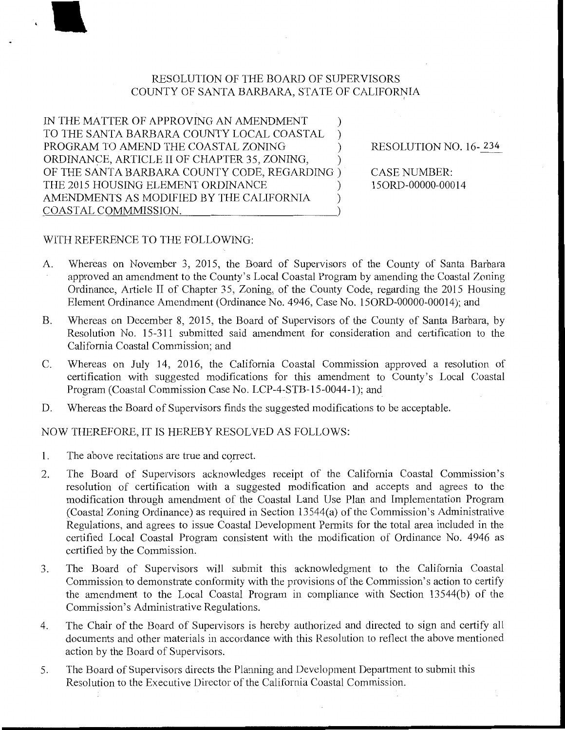RESOLUTION OF THE BOARD OF SUPERVISORS
COUNTY OF SANTA BARBARA, STATE OF CALIFORNIA

| | |
|---|---|
| IN THE MATTER OF APPROVING AN AMENDMENT TO THE SANTA BARBARA COUNTY LOCAL COASTAL PROGRAM TO AMEND THE COASTAL ZONING ORDINANCE, ARTICLE II OF CHAPTER 35, ZONING, OF THE SANTA BARBARA COUNTY CODE, REGARDING THE 2015 HOUSING ELEMENT ORDINANCE AMENDMENTS AS MODIFIED BY THE CALIFORNIA COASTAL COMMMISSION. | RESOLUTION NO. 16- 234<br><br>CASE NUMBER: 15ORD-00000-00014 |

WITH REFERENCE TO THE FOLLOWING:

A. Whereas on November 3, 2015, the Board of Supervisors of the County of Santa Barbara approved an amendment to the County's Local Coastal Program by amending the Coastal Zoning Ordinance, Article II of Chapter 35, Zoning, of the County Code, regarding the 2015 Housing Element Ordinance Amendment (Ordinance No. 4946, Case No. 15ORD-00000-00014); and

B. Whereas on December 8, 2015, the Board of Supervisors of the County of Santa Barbara, by Resolution No. 15-311 submitted said amendment for consideration and certification to the California Coastal Commission; and

C. Whereas on July 14, 2016, the California Coastal Commission approved a resolution of certification with suggested modifications for this amendment to County's Local Coastal Program (Coastal Commission Case No. LCP-4-STB-15-0044-1); and

D. Whereas the Board of Supervisors finds the suggested modifications to be acceptable.

NOW THEREFORE, IT IS HEREBY RESOLVED AS FOLLOWS:

1. The above recitations are true and correct.

2. The Board of Supervisors acknowledges receipt of the California Coastal Commission's resolution of certification with a suggested modification and accepts and agrees to the modification through amendment of the Coastal Land Use Plan and Implementation Program (Coastal Zoning Ordinance) as required in Section 13544(a) of the Commission's Administrative Regulations, and agrees to issue Coastal Development Permits for the total area included in the certified Local Coastal Program consistent with the modification of Ordinance No. 4946 as certified by the Commission.

3. The Board of Supervisors will submit this acknowledgment to the California Coastal Commission to demonstrate conformity with the provisions of the Commission's action to certify the amendment to the Local Coastal Program in compliance with Section 13544(b) of the Commission's Administrative Regulations.

4. The Chair of the Board of Supervisors is hereby authorized and directed to sign and certify all documents and other materials in accordance with this Resolution to reflect the above mentioned action by the Board of Supervisors.

5. The Board of Supervisors directs the Planning and Development Department to submit this Resolution to the Executive Director of the California Coastal Commission.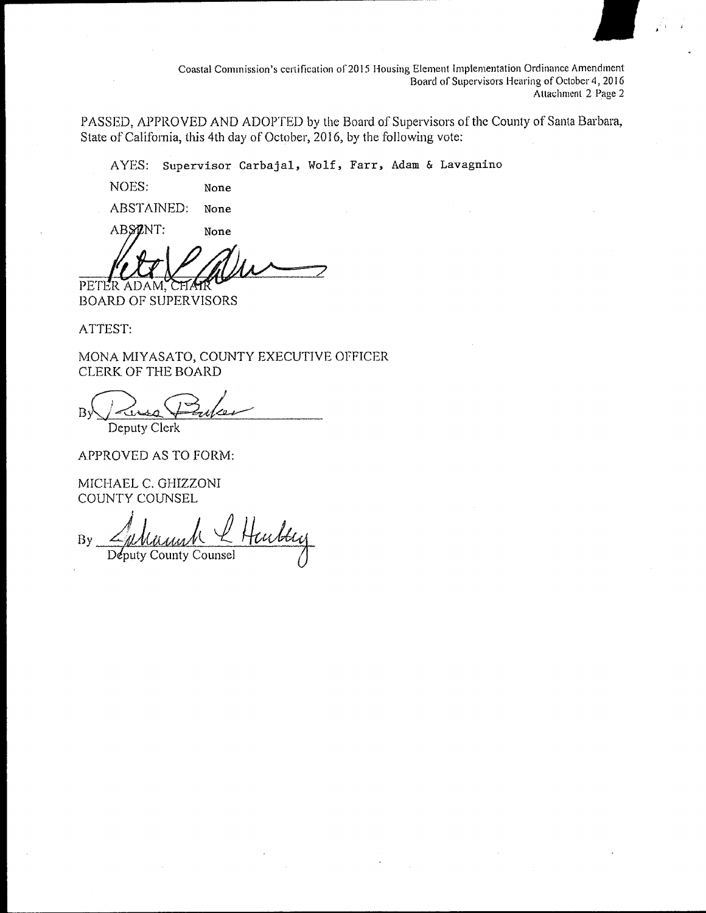PASSED, APPROVED AND ADOPTED by the Board of Supervisors of the County of Santa Barbara, State of California, this 4th day of October, 2016, by the following vote:

AYES: Supervisor Carbajal, Wolf, Farr, Adam & Lavagnino

NOES: None

ABSTAINED: None

ABSENT: None

PETER ADAM, CHAIR
BOARD OF SUPERVISORS

ATTEST:

MONA MIYASATO, COUNTY EXECUTIVE OFFICER
CLERK OF THE BOARD

By ______________________
Deputy Clerk

APPROVED AS TO FORM:

MICHAEL C. GHIZZONI
COUNTY COUNSEL

By ______________________
Deputy County Counsel